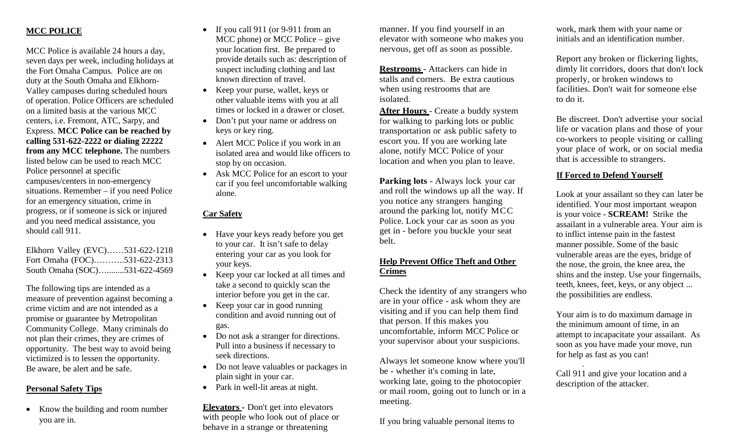## MCC POLICE

MCC Police is available 24 hours a day, seven days per week, including holidays at the Fort Omaha Campus. Police are on duty at the South Omaha and Elkhorn-Valley campuses during scheduled hours of operation. Police Officers are scheduled on a limited basis at the various MCC centers, i.e. Fremont, ATC, Sarpy, and Express. **MCC Police can be reached by calling 531-622-2222 or dialing 22222 from any MCC telephone.** The numbers listed below can be used to reach MCC Police personnel at specific campuses/centers in non-emergency situations. Remember – if you need Police for an emergency situation, crime in progress, or if someone is sick or injured and you need medical assistance, you should call 911.

Elkhorn Valley (EVC)……531-622-1218
Fort Omaha (FOC)………..531-622-2313
South Omaha (SOC)….........531-622-4569

The following tips are intended as a measure of prevention against becoming a crime victim and are not intended as a promise or guarantee by Metropolitan Community College. Many criminals do not plan their crimes, they are crimes of opportunity. The best way to avoid being victimized is to lessen the opportunity. Be aware, be alert and be safe.

## Personal Safety Tips

- Know the building and room number you are in.
- If you call 911 (or 9-911 from an MCC phone) or MCC Police – give your location first. Be prepared to provide details such as: description of suspect including clothing and last known direction of travel.
- Keep your purse, wallet, keys or other valuable items with you at all times or locked in a drawer or closet.
- Don't put your name or address on keys or key ring.
- Alert MCC Police if you work in an isolated area and would like officers to stop by on occasion.
- Ask MCC Police for an escort to your car if you feel uncomfortable walking alone.

## Car Safety

- Have your keys ready before you get to your car. It isn't safe to delay entering your car as you look for your keys.
- Keep your car locked at all times and take a second to quickly scan the interior before you get in the car.
- Keep your car in good running condition and avoid running out of gas.
- Do not ask a stranger for directions. Pull into a business if necessary to seek directions.
- Do not leave valuables or packages in plain sight in your car.
- Park in well-lit areas at night.

**Elevators** - Don't get into elevators with people who look out of place or behave in a strange or threatening manner. If you find yourself in an elevator with someone who makes you nervous, get off as soon as possible.

**Restrooms** - Attackers can hide in stalls and corners. Be extra cautious when using restrooms that are isolated.

**After Hours** - Create a buddy system for walking to parking lots or public transportation or ask public safety to escort you. If you are working late alone, notify MCC Police of your location and when you plan to leave.

**Parking lots** - Always lock your car and roll the windows up all the way. If you notice any strangers hanging around the parking lot, notify MCC Police. Lock your car as soon as you get in - before you buckle your seat belt.

## Help Prevent Office Theft and Other Crimes

Check the identity of any strangers who are in your office - ask whom they are visiting and if you can help them find that person. If this makes you uncomfortable, inform MCC Police or your supervisor about your suspicions.

Always let someone know where you'll be - whether it's coming in late, working late, going to the photocopier or mail room, going out to lunch or in a meeting.

If you bring valuable personal items to work, mark them with your name or initials and an identification number.

Report any broken or flickering lights, dimly lit corridors, doors that don't lock properly, or broken windows to facilities. Don't wait for someone else to do it.

Be discreet. Don't advertise your social life or vacation plans and those of your co-workers to people visiting or calling your place of work, or on social media that is accessible to strangers.

## If Forced to Defend Yourself

Look at your assailant so they can later be identified. Your most important weapon is your voice - **SCREAM!** Strike the assailant in a vulnerable area. Your aim is to inflict intense pain in the fastest manner possible. Some of the basic vulnerable areas are the eyes, bridge of the nose, the groin, the knee area, the shins and the instep. Use your fingernails, teeth, knees, feet, keys, or any object ... the possibilities are endless.

Your aim is to do maximum damage in the minimum amount of time, in an attempt to incapacitate your assailant. As soon as you have made your move, run for help as fast as you can!

Call 911 and give your location and a description of the attacker.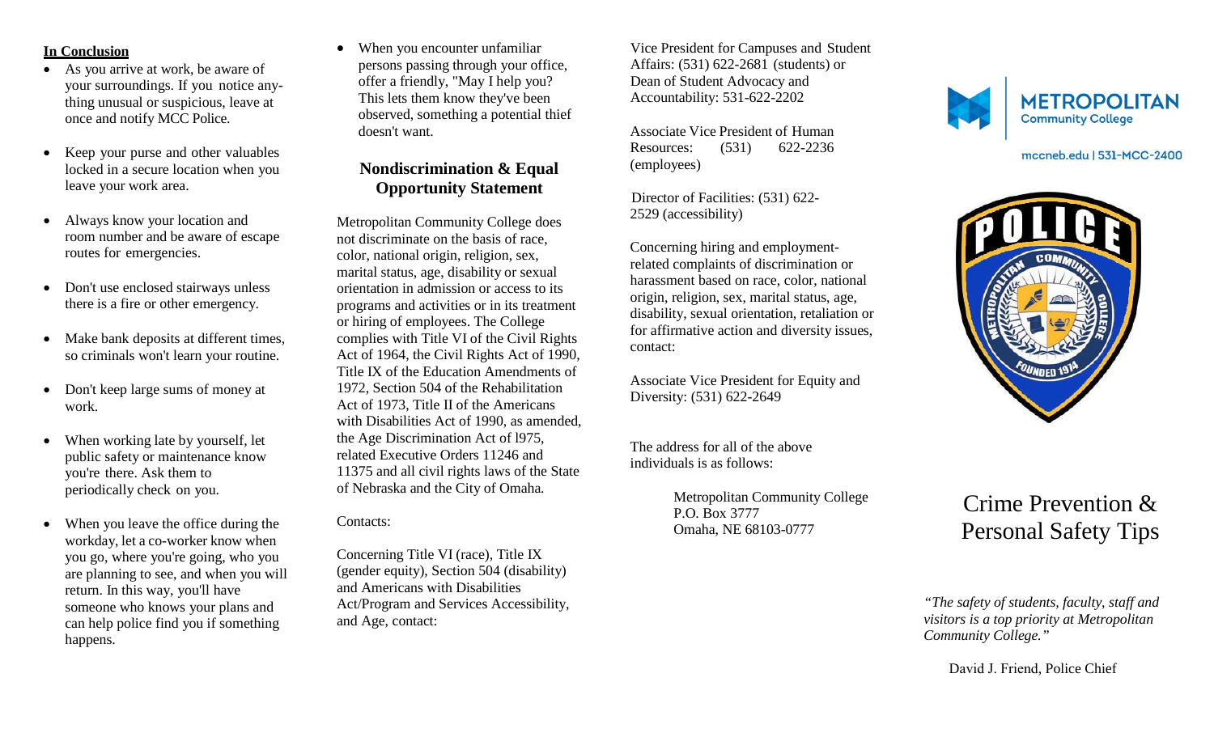## In Conclusion

- As you arrive at work, be aware of your surroundings. If you notice anything unusual or suspicious, leave at once and notify MCC Police.
- Keep your purse and other valuables locked in a secure location when you leave your work area.
- Always know your location and room number and be aware of escape routes for emergencies.
- Don't use enclosed stairways unless there is a fire or other emergency.
- Make bank deposits at different times, so criminals won't learn your routine.
- Don't keep large sums of money at work.
- When working late by yourself, let public safety or maintenance know you're there. Ask them to periodically check on you.
- When you leave the office during the workday, let a co-worker know when you go, where you're going, who you are planning to see, and when you will return. In this way, you'll have someone who knows your plans and can help police find you if something happens.
- When you encounter unfamiliar persons passing through your office, offer a friendly, "May I help you? This lets them know they've been observed, something a potential thief doesn't want.

## Nondiscrimination & Equal Opportunity Statement

Metropolitan Community College does not discriminate on the basis of race, color, national origin, religion, sex, marital status, age, disability or sexual orientation in admission or access to its programs and activities or in its treatment or hiring of employees. The College complies with Title VI of the Civil Rights Act of 1964, the Civil Rights Act of 1990, Title IX of the Education Amendments of 1972, Section 504 of the Rehabilitation Act of 1973, Title II of the Americans with Disabilities Act of 1990, as amended, the Age Discrimination Act of l975, related Executive Orders 11246 and 11375 and all civil rights laws of the State of Nebraska and the City of Omaha.

Contacts:

Concerning Title VI (race), Title IX (gender equity), Section 504 (disability) and Americans with Disabilities Act/Program and Services Accessibility, and Age, contact:

Vice President for Campuses and Student Affairs: (531) 622-2681 (students) or Dean of Student Advocacy and Accountability: 531-622-2202

Associate Vice President of Human Resources: (531) 622-2236 (employees)

Director of Facilities: (531) 622-2529 (accessibility)

Concerning hiring and employment-related complaints of discrimination or harassment based on race, color, national origin, religion, sex, marital status, age, disability, sexual orientation, retaliation or for affirmative action and diversity issues, contact:

Associate Vice President for Equity and Diversity: (531) 622-2649

The address for all of the above individuals is as follows:

Metropolitan Community College
P.O. Box 3777
Omaha, NE 68103-0777

METROPOLITAN Community College

mccneb.edu | 531-MCC-2400

# Crime Prevention & Personal Safety Tips

*"The safety of students, faculty, staff and visitors is a top priority at Metropolitan Community College."*

David J. Friend, Police Chief